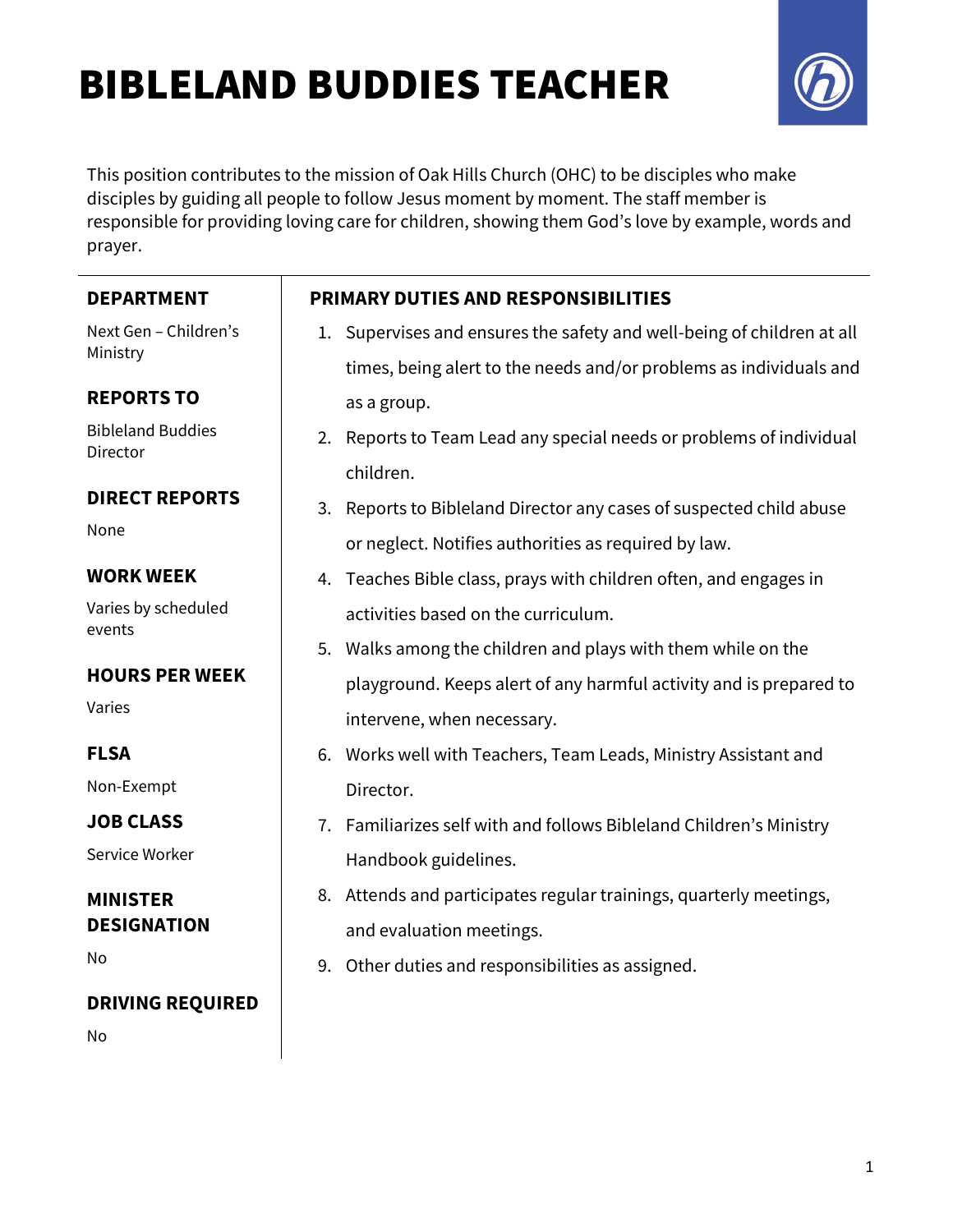# BIBLELAND BUDDIES TEACHER

This position contributes to the mission of Oak Hills Church (OHC) to be disciples who make disciples by guiding all people to follow Jesus moment by moment. The staff member is responsible for providing loving care for children, showing them God's love by example, words and prayer.

**DEPARTMENT**

Next Gen – Children's Ministry

**REPORTS TO**

Bibleland Buddies Director

**DIRECT REPORTS**

None

**WORK WEEK**

Varies by scheduled events

**HOURS PER WEEK**

Varies

**FLSA**

Non-Exempt

**JOB CLASS**

Service Worker

**MINISTER DESIGNATION**

No

**DRIVING REQUIRED**

No

## PRIMARY DUTIES AND RESPONSIBILITIES

1. Supervises and ensures the safety and well-being of children at all times, being alert to the needs and/or problems as individuals and as a group.
2. Reports to Team Lead any special needs or problems of individual children.
3. Reports to Bibleland Director any cases of suspected child abuse or neglect. Notifies authorities as required by law.
4. Teaches Bible class, prays with children often, and engages in activities based on the curriculum.
5. Walks among the children and plays with them while on the playground. Keeps alert of any harmful activity and is prepared to intervene, when necessary.
6. Works well with Teachers, Team Leads, Ministry Assistant and Director.
7. Familiarizes self with and follows Bibleland Children's Ministry Handbook guidelines.
8. Attends and participates regular trainings, quarterly meetings, and evaluation meetings.
9. Other duties and responsibilities as assigned.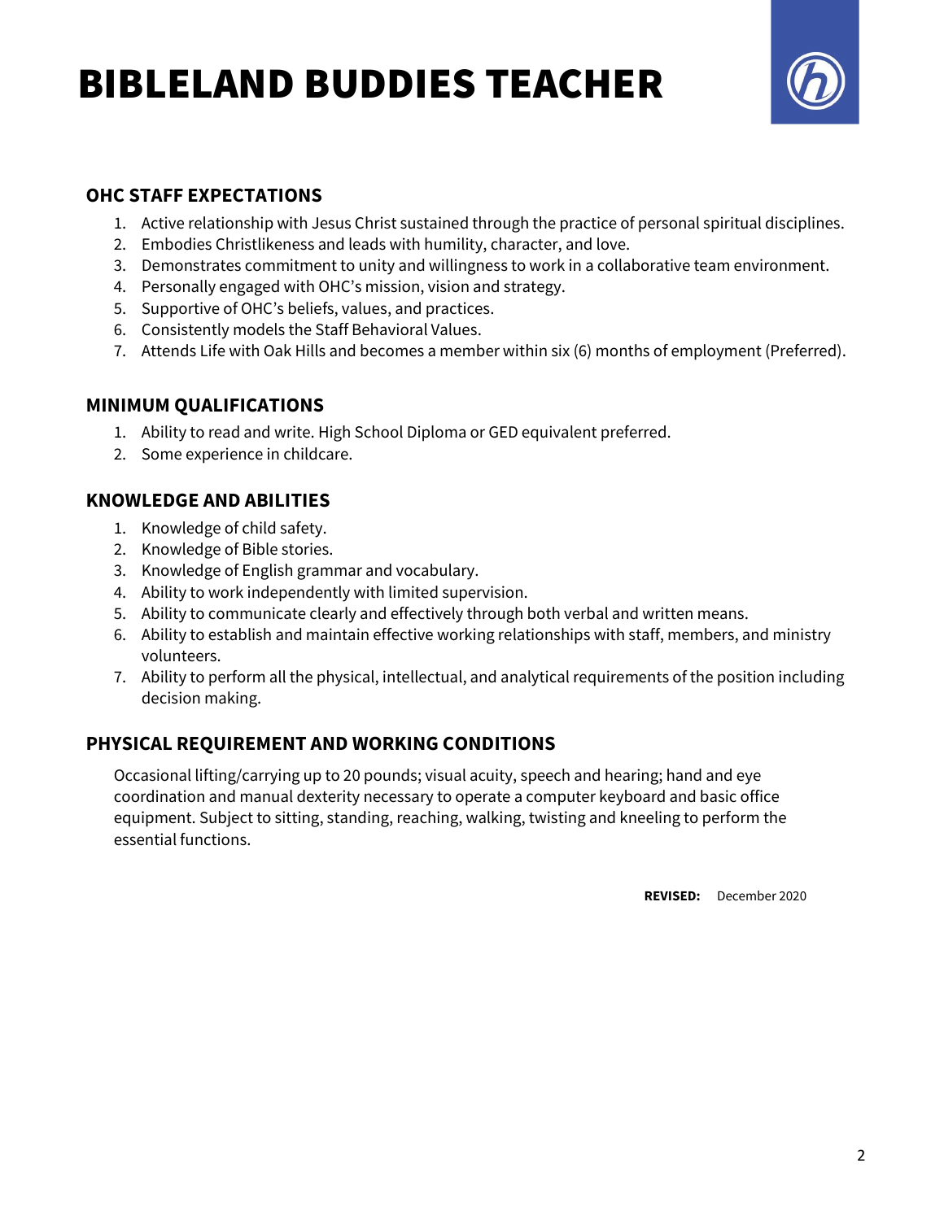# BIBLELAND BUDDIES TEACHER

## OHC STAFF EXPECTATIONS

1. Active relationship with Jesus Christ sustained through the practice of personal spiritual disciplines.
2. Embodies Christlikeness and leads with humility, character, and love.
3. Demonstrates commitment to unity and willingness to work in a collaborative team environment.
4. Personally engaged with OHC's mission, vision and strategy.
5. Supportive of OHC's beliefs, values, and practices.
6. Consistently models the Staff Behavioral Values.
7. Attends Life with Oak Hills and becomes a member within six (6) months of employment (Preferred).

## MINIMUM QUALIFICATIONS

1. Ability to read and write. High School Diploma or GED equivalent preferred.
2. Some experience in childcare.

## KNOWLEDGE AND ABILITIES

1. Knowledge of child safety.
2. Knowledge of Bible stories.
3. Knowledge of English grammar and vocabulary.
4. Ability to work independently with limited supervision.
5. Ability to communicate clearly and effectively through both verbal and written means.
6. Ability to establish and maintain effective working relationships with staff, members, and ministry volunteers.
7. Ability to perform all the physical, intellectual, and analytical requirements of the position including decision making.

## PHYSICAL REQUIREMENT AND WORKING CONDITIONS

Occasional lifting/carrying up to 20 pounds; visual acuity, speech and hearing; hand and eye coordination and manual dexterity necessary to operate a computer keyboard and basic office equipment. Subject to sitting, standing, reaching, walking, twisting and kneeling to perform the essential functions.

**REVISED:** December 2020